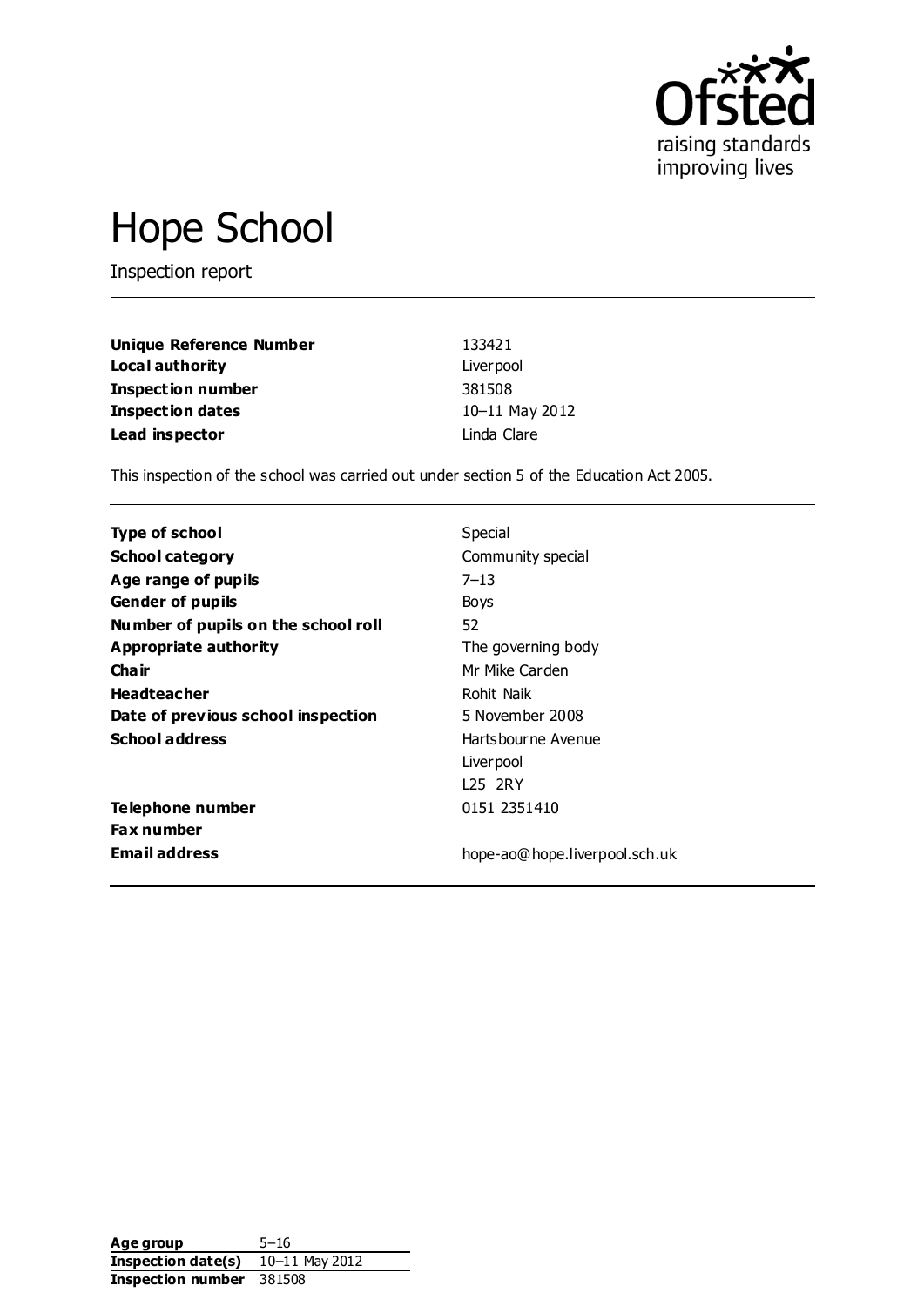# Hope School

Inspection report

| | |
|---|---|
| **Unique Reference Number** | 133421 |
| **Local authority** | Liverpool |
| **Inspection number** | 381508 |
| **Inspection dates** | 10–11 May 2012 |
| **Lead inspector** | Linda Clare |

This inspection of the school was carried out under section 5 of the Education Act 2005.

| | |
|---|---|
| **Type of school** | Special |
| **School category** | Community special |
| **Age range of pupils** | 7–13 |
| **Gender of pupils** | Boys |
| **Number of pupils on the school roll** | 52 |
| **Appropriate authority** | The governing body |
| **Chair** | Mr Mike Carden |
| **Headteacher** | Rohit Naik |
| **Date of previous school inspection** | 5 November 2008 |
| **School address** | Hartsbourne Avenue<br>Liverpool<br>L25 2RY |
| **Telephone number** | 0151 2351410 |
| **Fax number** | |
| **Email address** | hope-ao@hope.liverpool.sch.uk |

| | |
|---|---|
| **Age group** | 5–16 |
| **Inspection date(s)** | 10–11 May 2012 |
| **Inspection number** | 381508 |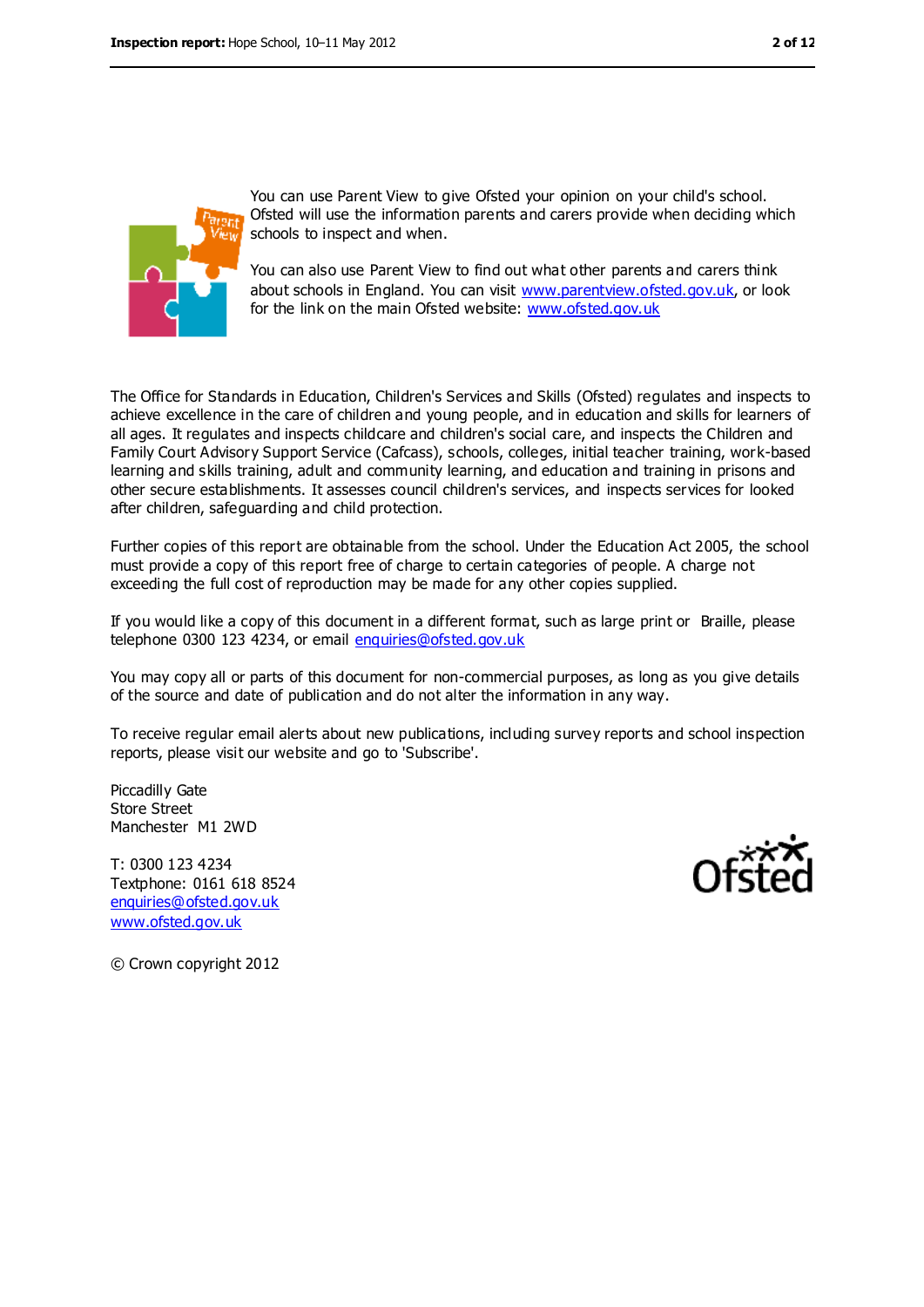You can use Parent View to give Ofsted your opinion on your child's school. Ofsted will use the information parents and carers provide when deciding which schools to inspect and when.

You can also use Parent View to find out what other parents and carers think about schools in England. You can visit www.parentview.ofsted.gov.uk, or look for the link on the main Ofsted website: www.ofsted.gov.uk

The Office for Standards in Education, Children's Services and Skills (Ofsted) regulates and inspects to achieve excellence in the care of children and young people, and in education and skills for learners of all ages. It regulates and inspects childcare and children's social care, and inspects the Children and Family Court Advisory Support Service (Cafcass), schools, colleges, initial teacher training, work-based learning and skills training, adult and community learning, and education and training in prisons and other secure establishments. It assesses council children's services, and inspects services for looked after children, safeguarding and child protection.

Further copies of this report are obtainable from the school. Under the Education Act 2005, the school must provide a copy of this report free of charge to certain categories of people. A charge not exceeding the full cost of reproduction may be made for any other copies supplied.

If you would like a copy of this document in a different format, such as large print or Braille, please telephone 0300 123 4234, or email enquiries@ofsted.gov.uk

You may copy all or parts of this document for non-commercial purposes, as long as you give details of the source and date of publication and do not alter the information in any way.

To receive regular email alerts about new publications, including survey reports and school inspection reports, please visit our website and go to 'Subscribe'.

Piccadilly Gate  
Store Street  
Manchester M1 2WD

T: 0300 123 4234  
Textphone: 0161 618 8524  
enquiries@ofsted.gov.uk  
www.ofsted.gov.uk

© Crown copyright 2012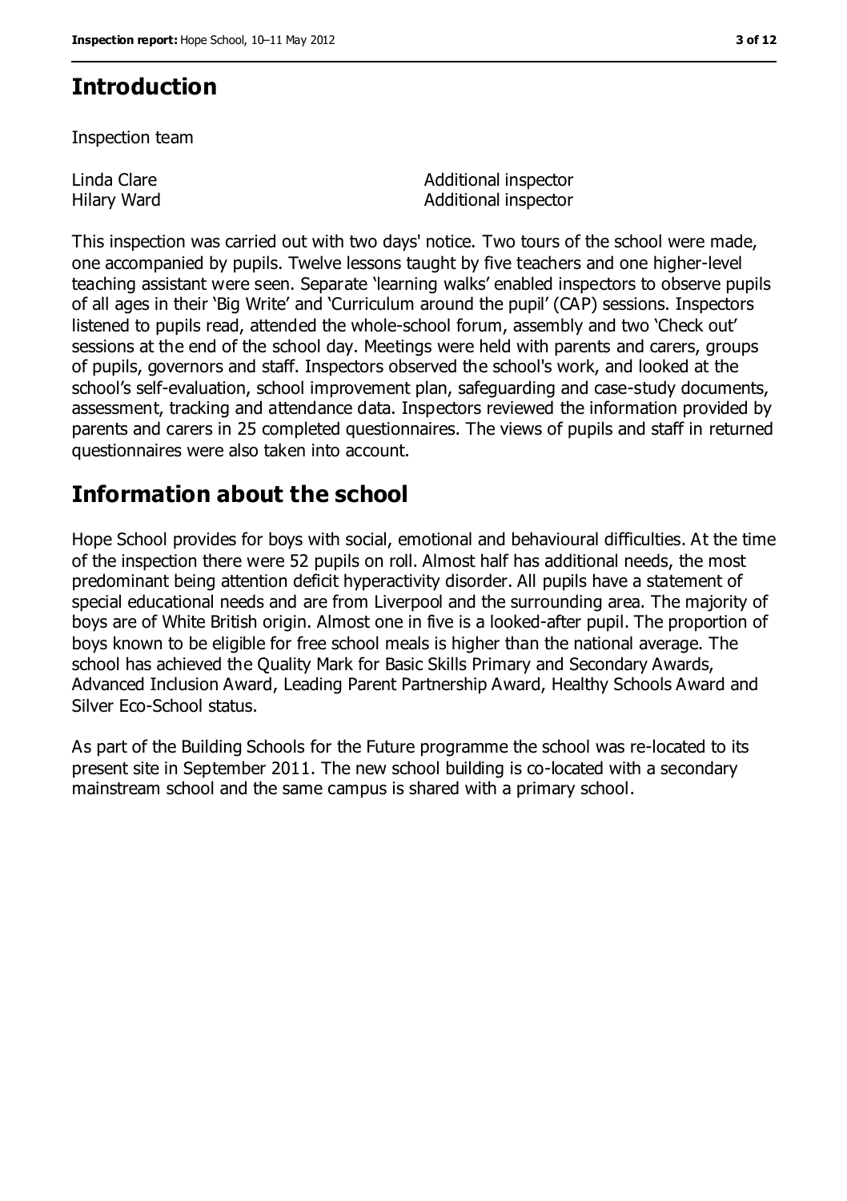## Introduction

Inspection team

| | |
|---|---|
| Linda Clare | Additional inspector |
| Hilary Ward | Additional inspector |

This inspection was carried out with two days' notice. Two tours of the school were made, one accompanied by pupils. Twelve lessons taught by five teachers and one higher-level teaching assistant were seen. Separate 'learning walks' enabled inspectors to observe pupils of all ages in their 'Big Write' and 'Curriculum around the pupil' (CAP) sessions. Inspectors listened to pupils read, attended the whole-school forum, assembly and two 'Check out' sessions at the end of the school day. Meetings were held with parents and carers, groups of pupils, governors and staff. Inspectors observed the school's work, and looked at the school's self-evaluation, school improvement plan, safeguarding and case-study documents, assessment, tracking and attendance data. Inspectors reviewed the information provided by parents and carers in 25 completed questionnaires. The views of pupils and staff in returned questionnaires were also taken into account.

## Information about the school

Hope School provides for boys with social, emotional and behavioural difficulties. At the time of the inspection there were 52 pupils on roll. Almost half has additional needs, the most predominant being attention deficit hyperactivity disorder. All pupils have a statement of special educational needs and are from Liverpool and the surrounding area. The majority of boys are of White British origin. Almost one in five is a looked-after pupil. The proportion of boys known to be eligible for free school meals is higher than the national average. The school has achieved the Quality Mark for Basic Skills Primary and Secondary Awards, Advanced Inclusion Award, Leading Parent Partnership Award, Healthy Schools Award and Silver Eco-School status.

As part of the Building Schools for the Future programme the school was re-located to its present site in September 2011. The new school building is co-located with a secondary mainstream school and the same campus is shared with a primary school.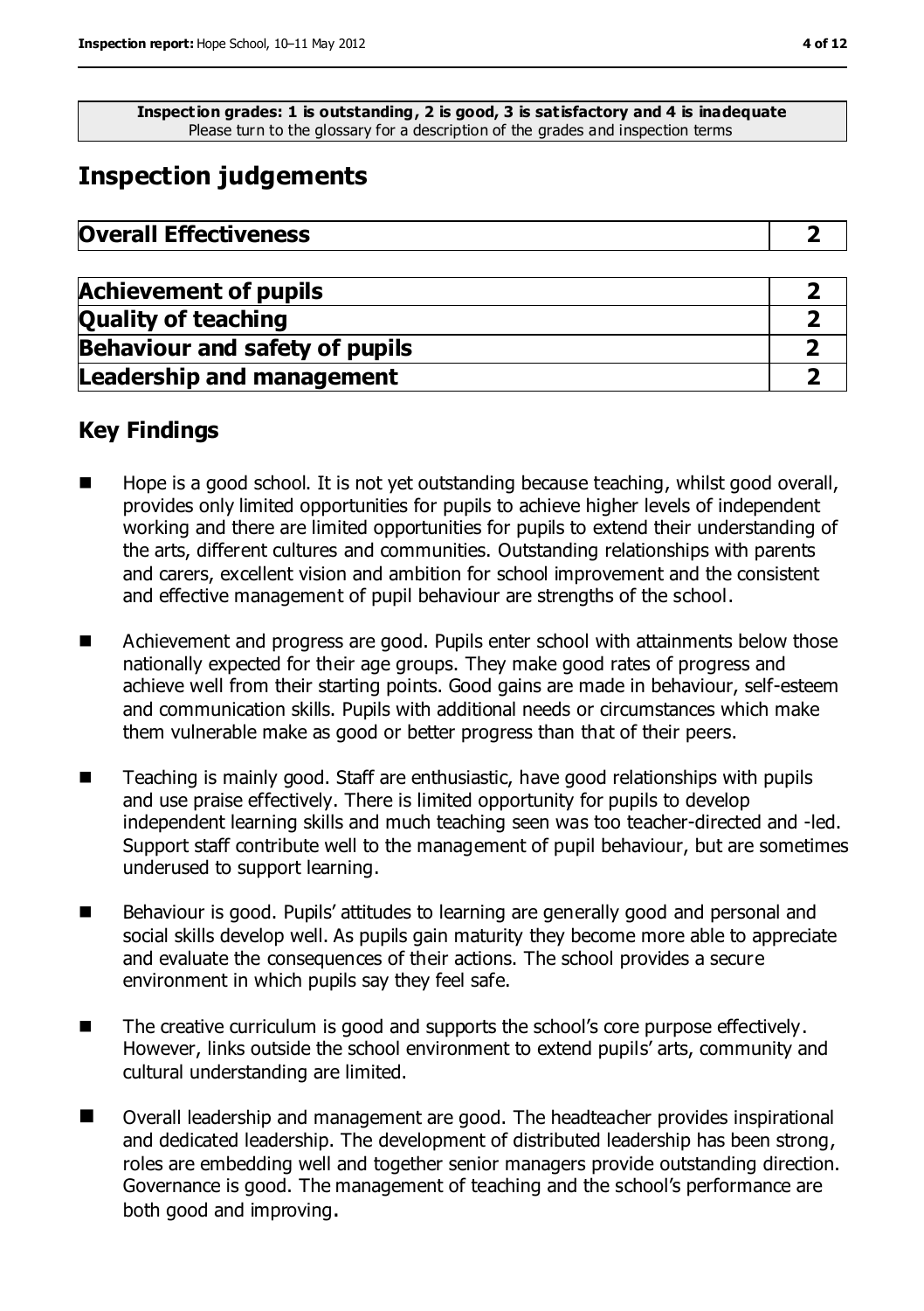**Inspection grades: 1 is outstanding, 2 is good, 3 is satisfactory and 4 is inadequate**
Please turn to the glossary for a description of the grades and inspection terms

# Inspection judgements

| | |
|---|---|
| **Overall Effectiveness** | **2** |

| | |
|---|---|
| **Achievement of pupils** | **2** |
| **Quality of teaching** | **2** |
| **Behaviour and safety of pupils** | **2** |
| **Leadership and management** | **2** |

## Key Findings

- Hope is a good school. It is not yet outstanding because teaching, whilst good overall, provides only limited opportunities for pupils to achieve higher levels of independent working and there are limited opportunities for pupils to extend their understanding of the arts, different cultures and communities. Outstanding relationships with parents and carers, excellent vision and ambition for school improvement and the consistent and effective management of pupil behaviour are strengths of the school.

- Achievement and progress are good. Pupils enter school with attainments below those nationally expected for their age groups. They make good rates of progress and achieve well from their starting points. Good gains are made in behaviour, self-esteem and communication skills. Pupils with additional needs or circumstances which make them vulnerable make as good or better progress than that of their peers.

- Teaching is mainly good. Staff are enthusiastic, have good relationships with pupils and use praise effectively. There is limited opportunity for pupils to develop independent learning skills and much teaching seen was too teacher-directed and -led. Support staff contribute well to the management of pupil behaviour, but are sometimes underused to support learning.

- Behaviour is good. Pupils' attitudes to learning are generally good and personal and social skills develop well. As pupils gain maturity they become more able to appreciate and evaluate the consequences of their actions. The school provides a secure environment in which pupils say they feel safe.

- The creative curriculum is good and supports the school's core purpose effectively. However, links outside the school environment to extend pupils' arts, community and cultural understanding are limited.

- Overall leadership and management are good. The headteacher provides inspirational and dedicated leadership. The development of distributed leadership has been strong, roles are embedding well and together senior managers provide outstanding direction. Governance is good. The management of teaching and the school's performance are both good and improving.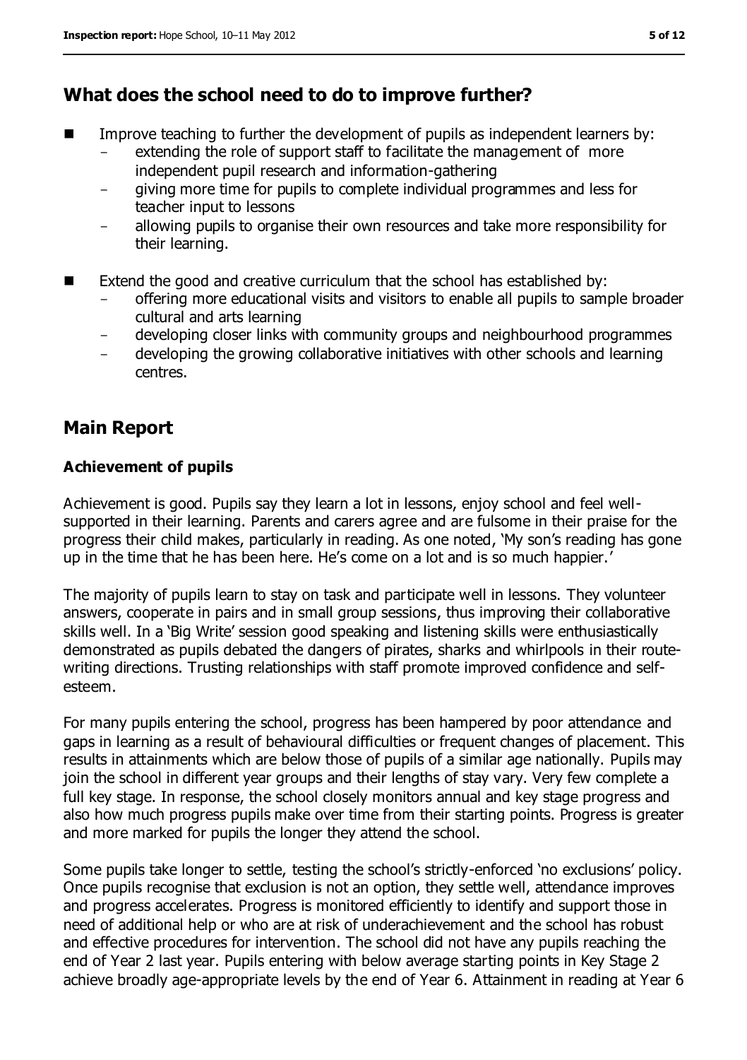## What does the school need to do to improve further?

- Improve teaching to further the development of pupils as independent learners by:
  - extending the role of support staff to facilitate the management of more independent pupil research and information-gathering
  - giving more time for pupils to complete individual programmes and less for teacher input to lessons
  - allowing pupils to organise their own resources and take more responsibility for their learning.
- Extend the good and creative curriculum that the school has established by:
  - offering more educational visits and visitors to enable all pupils to sample broader cultural and arts learning
  - developing closer links with community groups and neighbourhood programmes
  - developing the growing collaborative initiatives with other schools and learning centres.

## Main Report

### Achievement of pupils

Achievement is good. Pupils say they learn a lot in lessons, enjoy school and feel well-supported in their learning. Parents and carers agree and are fulsome in their praise for the progress their child makes, particularly in reading. As one noted, 'My son's reading has gone up in the time that he has been here. He's come on a lot and is so much happier.'

The majority of pupils learn to stay on task and participate well in lessons. They volunteer answers, cooperate in pairs and in small group sessions, thus improving their collaborative skills well. In a 'Big Write' session good speaking and listening skills were enthusiastically demonstrated as pupils debated the dangers of pirates, sharks and whirlpools in their route-writing directions. Trusting relationships with staff promote improved confidence and self-esteem.

For many pupils entering the school, progress has been hampered by poor attendance and gaps in learning as a result of behavioural difficulties or frequent changes of placement. This results in attainments which are below those of pupils of a similar age nationally. Pupils may join the school in different year groups and their lengths of stay vary. Very few complete a full key stage. In response, the school closely monitors annual and key stage progress and also how much progress pupils make over time from their starting points. Progress is greater and more marked for pupils the longer they attend the school.

Some pupils take longer to settle, testing the school's strictly-enforced 'no exclusions' policy. Once pupils recognise that exclusion is not an option, they settle well, attendance improves and progress accelerates. Progress is monitored efficiently to identify and support those in need of additional help or who are at risk of underachievement and the school has robust and effective procedures for intervention. The school did not have any pupils reaching the end of Year 2 last year. Pupils entering with below average starting points in Key Stage 2 achieve broadly age-appropriate levels by the end of Year 6. Attainment in reading at Year 6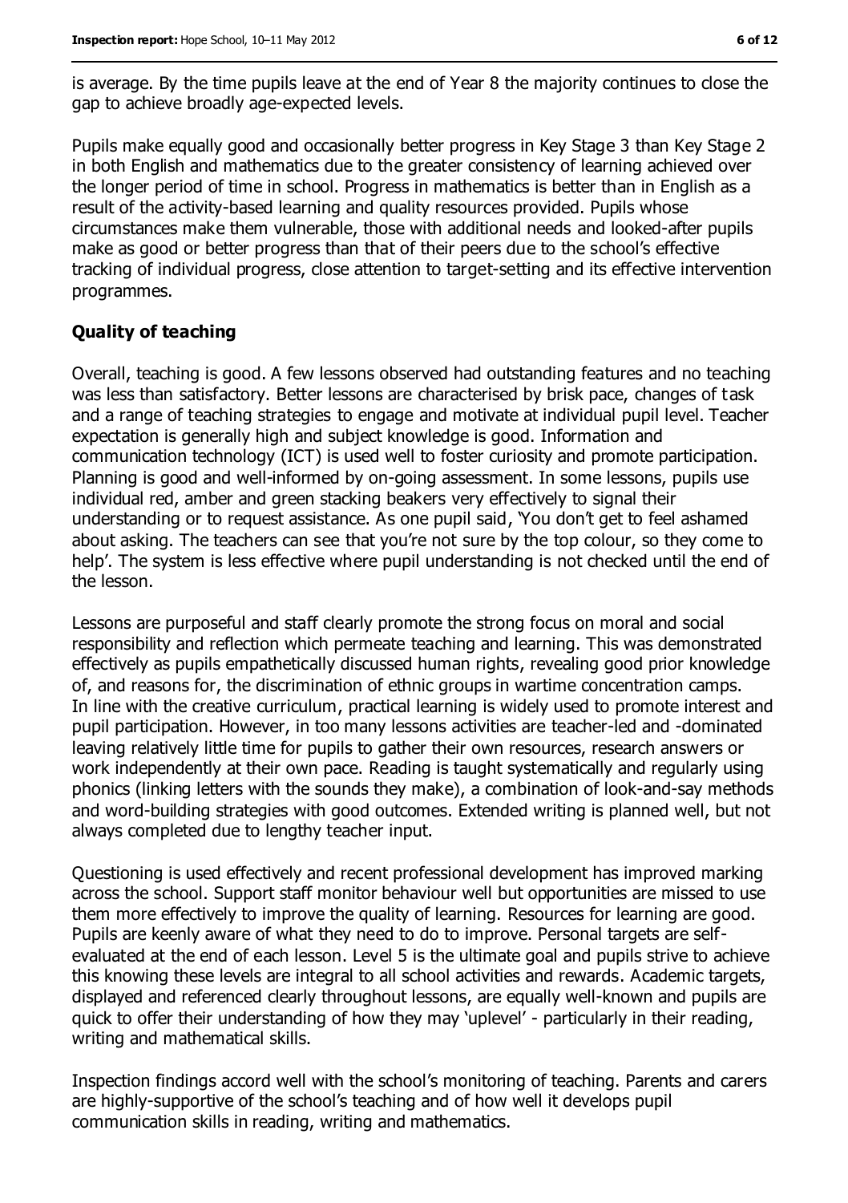is average. By the time pupils leave at the end of Year 8 the majority continues to close the gap to achieve broadly age-expected levels.

Pupils make equally good and occasionally better progress in Key Stage 3 than Key Stage 2 in both English and mathematics due to the greater consistency of learning achieved over the longer period of time in school. Progress in mathematics is better than in English as a result of the activity-based learning and quality resources provided. Pupils whose circumstances make them vulnerable, those with additional needs and looked-after pupils make as good or better progress than that of their peers due to the school's effective tracking of individual progress, close attention to target-setting and its effective intervention programmes.

### Quality of teaching

Overall, teaching is good. A few lessons observed had outstanding features and no teaching was less than satisfactory. Better lessons are characterised by brisk pace, changes of task and a range of teaching strategies to engage and motivate at individual pupil level. Teacher expectation is generally high and subject knowledge is good. Information and communication technology (ICT) is used well to foster curiosity and promote participation. Planning is good and well-informed by on-going assessment. In some lessons, pupils use individual red, amber and green stacking beakers very effectively to signal their understanding or to request assistance. As one pupil said, 'You don't get to feel ashamed about asking. The teachers can see that you're not sure by the top colour, so they come to help'. The system is less effective where pupil understanding is not checked until the end of the lesson.

Lessons are purposeful and staff clearly promote the strong focus on moral and social responsibility and reflection which permeate teaching and learning. This was demonstrated effectively as pupils empathetically discussed human rights, revealing good prior knowledge of, and reasons for, the discrimination of ethnic groups in wartime concentration camps. In line with the creative curriculum, practical learning is widely used to promote interest and pupil participation. However, in too many lessons activities are teacher-led and -dominated leaving relatively little time for pupils to gather their own resources, research answers or work independently at their own pace. Reading is taught systematically and regularly using phonics (linking letters with the sounds they make), a combination of look-and-say methods and word-building strategies with good outcomes. Extended writing is planned well, but not always completed due to lengthy teacher input.

Questioning is used effectively and recent professional development has improved marking across the school. Support staff monitor behaviour well but opportunities are missed to use them more effectively to improve the quality of learning. Resources for learning are good. Pupils are keenly aware of what they need to do to improve. Personal targets are self-evaluated at the end of each lesson. Level 5 is the ultimate goal and pupils strive to achieve this knowing these levels are integral to all school activities and rewards. Academic targets, displayed and referenced clearly throughout lessons, are equally well-known and pupils are quick to offer their understanding of how they may 'uplevel' - particularly in their reading, writing and mathematical skills.

Inspection findings accord well with the school's monitoring of teaching. Parents and carers are highly-supportive of the school's teaching and of how well it develops pupil communication skills in reading, writing and mathematics.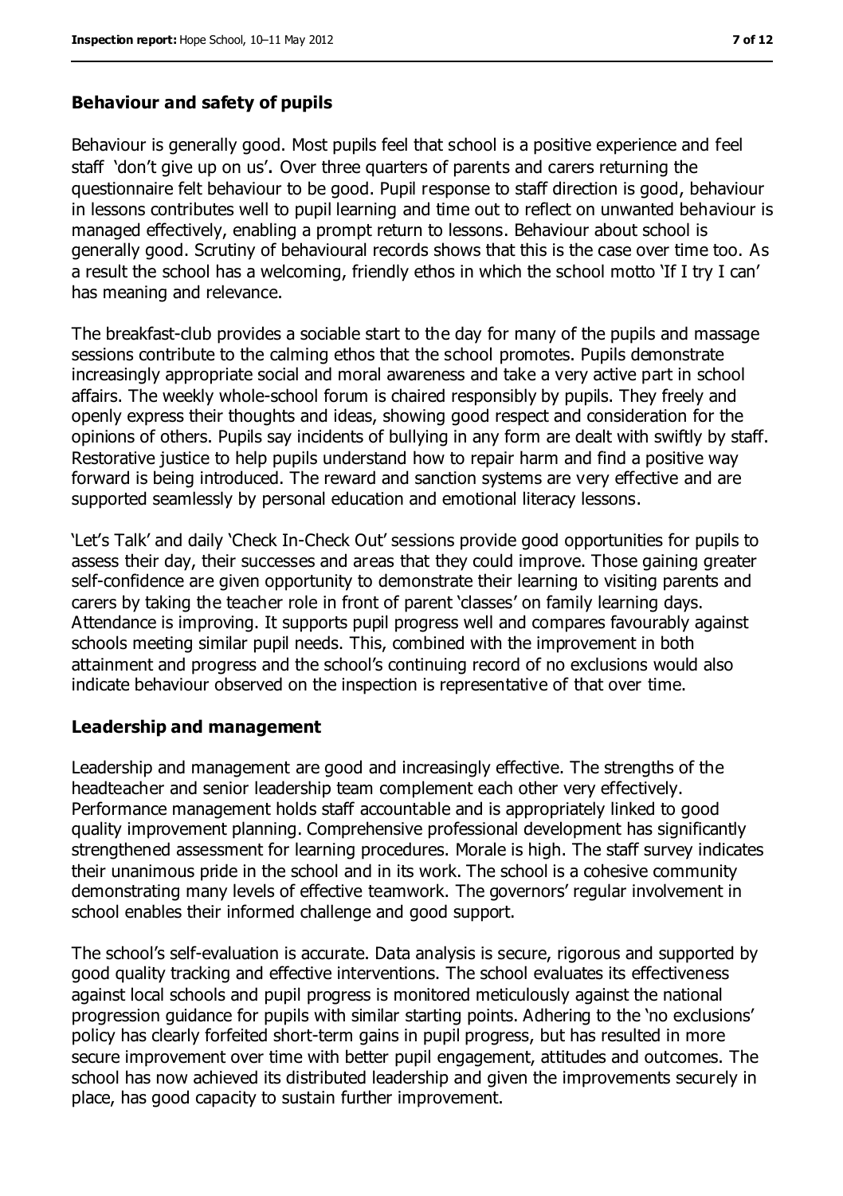## Behaviour and safety of pupils

Behaviour is generally good. Most pupils feel that school is a positive experience and feel staff 'don't give up on us'. Over three quarters of parents and carers returning the questionnaire felt behaviour to be good. Pupil response to staff direction is good, behaviour in lessons contributes well to pupil learning and time out to reflect on unwanted behaviour is managed effectively, enabling a prompt return to lessons. Behaviour about school is generally good. Scrutiny of behavioural records shows that this is the case over time too. As a result the school has a welcoming, friendly ethos in which the school motto 'If I try I can' has meaning and relevance.

The breakfast-club provides a sociable start to the day for many of the pupils and massage sessions contribute to the calming ethos that the school promotes. Pupils demonstrate increasingly appropriate social and moral awareness and take a very active part in school affairs. The weekly whole-school forum is chaired responsibly by pupils. They freely and openly express their thoughts and ideas, showing good respect and consideration for the opinions of others. Pupils say incidents of bullying in any form are dealt with swiftly by staff. Restorative justice to help pupils understand how to repair harm and find a positive way forward is being introduced. The reward and sanction systems are very effective and are supported seamlessly by personal education and emotional literacy lessons.

'Let's Talk' and daily 'Check In-Check Out' sessions provide good opportunities for pupils to assess their day, their successes and areas that they could improve. Those gaining greater self-confidence are given opportunity to demonstrate their learning to visiting parents and carers by taking the teacher role in front of parent 'classes' on family learning days. Attendance is improving. It supports pupil progress well and compares favourably against schools meeting similar pupil needs. This, combined with the improvement in both attainment and progress and the school's continuing record of no exclusions would also indicate behaviour observed on the inspection is representative of that over time.

## Leadership and management

Leadership and management are good and increasingly effective. The strengths of the headteacher and senior leadership team complement each other very effectively. Performance management holds staff accountable and is appropriately linked to good quality improvement planning. Comprehensive professional development has significantly strengthened assessment for learning procedures. Morale is high. The staff survey indicates their unanimous pride in the school and in its work. The school is a cohesive community demonstrating many levels of effective teamwork. The governors' regular involvement in school enables their informed challenge and good support.

The school's self-evaluation is accurate. Data analysis is secure, rigorous and supported by good quality tracking and effective interventions. The school evaluates its effectiveness against local schools and pupil progress is monitored meticulously against the national progression guidance for pupils with similar starting points. Adhering to the 'no exclusions' policy has clearly forfeited short-term gains in pupil progress, but has resulted in more secure improvement over time with better pupil engagement, attitudes and outcomes. The school has now achieved its distributed leadership and given the improvements securely in place, has good capacity to sustain further improvement.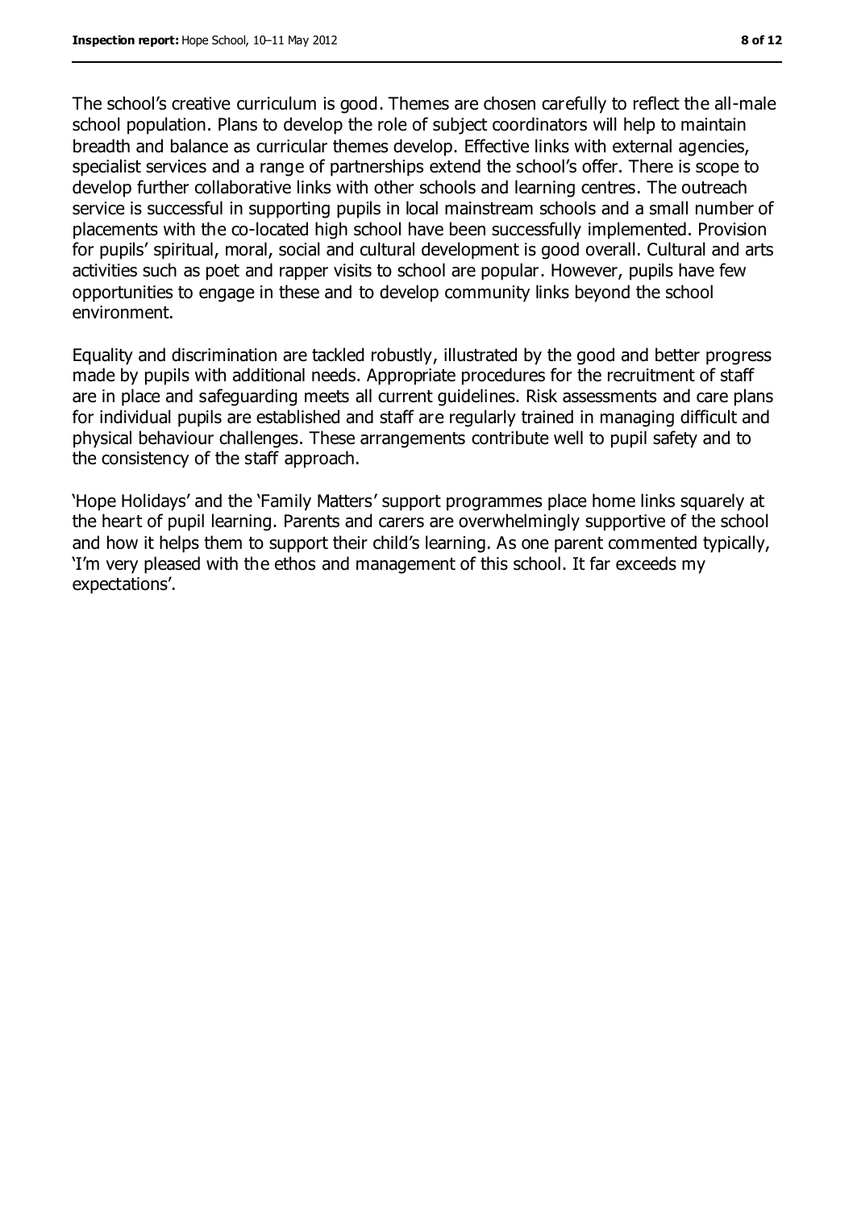The school's creative curriculum is good. Themes are chosen carefully to reflect the all-male school population. Plans to develop the role of subject coordinators will help to maintain breadth and balance as curricular themes develop. Effective links with external agencies, specialist services and a range of partnerships extend the school's offer. There is scope to develop further collaborative links with other schools and learning centres. The outreach service is successful in supporting pupils in local mainstream schools and a small number of placements with the co-located high school have been successfully implemented. Provision for pupils' spiritual, moral, social and cultural development is good overall. Cultural and arts activities such as poet and rapper visits to school are popular. However, pupils have few opportunities to engage in these and to develop community links beyond the school environment.

Equality and discrimination are tackled robustly, illustrated by the good and better progress made by pupils with additional needs. Appropriate procedures for the recruitment of staff are in place and safeguarding meets all current guidelines. Risk assessments and care plans for individual pupils are established and staff are regularly trained in managing difficult and physical behaviour challenges. These arrangements contribute well to pupil safety and to the consistency of the staff approach.

'Hope Holidays' and the 'Family Matters' support programmes place home links squarely at the heart of pupil learning. Parents and carers are overwhelmingly supportive of the school and how it helps them to support their child's learning. As one parent commented typically, 'I'm very pleased with the ethos and management of this school. It far exceeds my expectations'.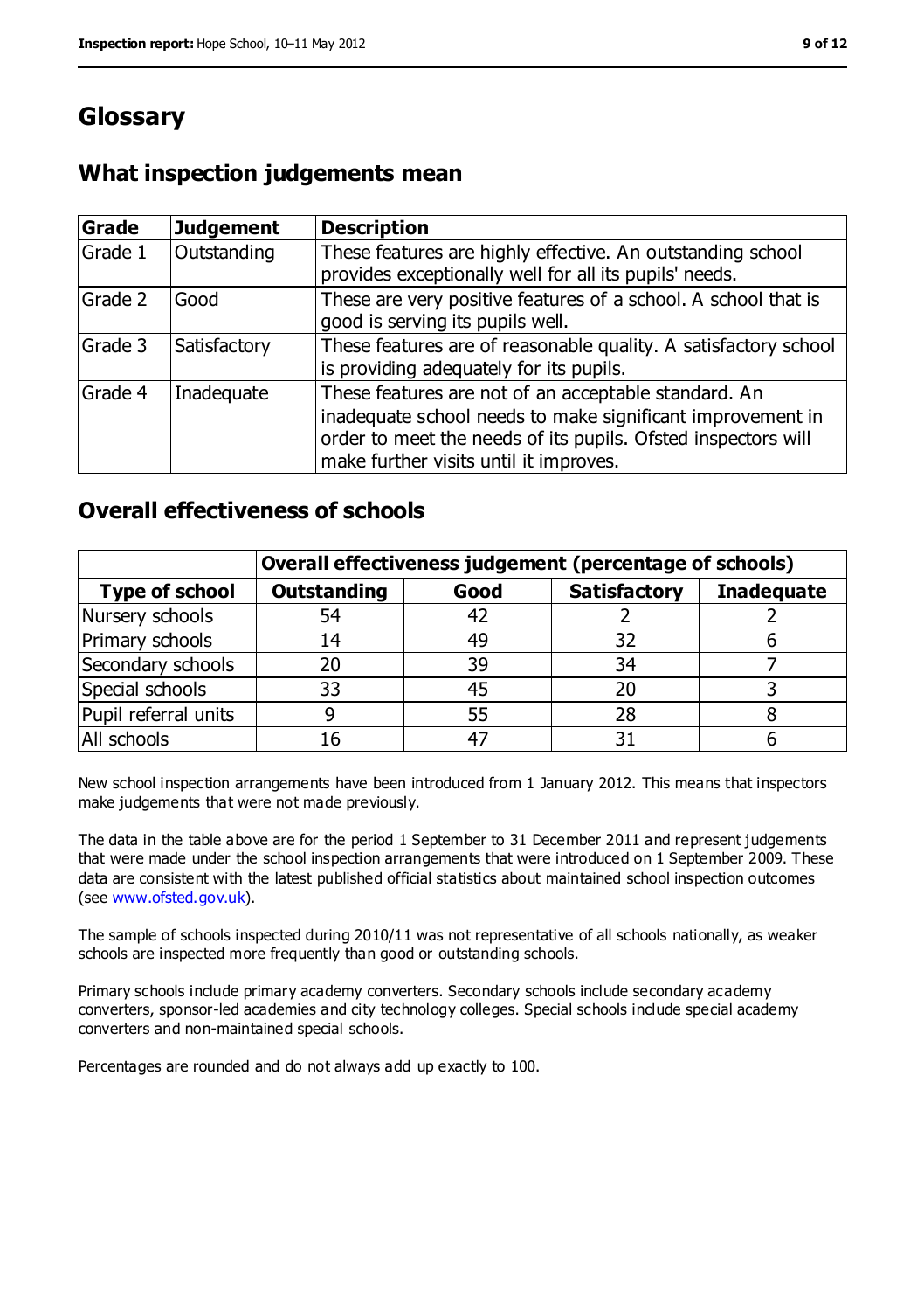# Glossary

## What inspection judgements mean

| Grade | Judgement | Description |
| --- | --- | --- |
| Grade 1 | Outstanding | These features are highly effective. An outstanding school provides exceptionally well for all its pupils' needs. |
| Grade 2 | Good | These are very positive features of a school. A school that is good is serving its pupils well. |
| Grade 3 | Satisfactory | These features are of reasonable quality. A satisfactory school is providing adequately for its pupils. |
| Grade 4 | Inadequate | These features are not of an acceptable standard. An inadequate school needs to make significant improvement in order to meet the needs of its pupils. Ofsted inspectors will make further visits until it improves. |

## Overall effectiveness of schools

| | Overall effectiveness judgement (percentage of schools) | | | |
| --- | --- | --- | --- | --- |
| **Type of school** | **Outstanding** | **Good** | **Satisfactory** | **Inadequate** |
| Nursery schools | 54 | 42 | 2 | 2 |
| Primary schools | 14 | 49 | 32 | 6 |
| Secondary schools | 20 | 39 | 34 | 7 |
| Special schools | 33 | 45 | 20 | 3 |
| Pupil referral units | 9 | 55 | 28 | 8 |
| All schools | 16 | 47 | 31 | 6 |

New school inspection arrangements have been introduced from 1 January 2012. This means that inspectors make judgements that were not made previously.

The data in the table above are for the period 1 September to 31 December 2011 and represent judgements that were made under the school inspection arrangements that were introduced on 1 September 2009. These data are consistent with the latest published official statistics about maintained school inspection outcomes (see www.ofsted.gov.uk).

The sample of schools inspected during 2010/11 was not representative of all schools nationally, as weaker schools are inspected more frequently than good or outstanding schools.

Primary schools include primary academy converters. Secondary schools include secondary academy converters, sponsor-led academies and city technology colleges. Special schools include special academy converters and non-maintained special schools.

Percentages are rounded and do not always add up exactly to 100.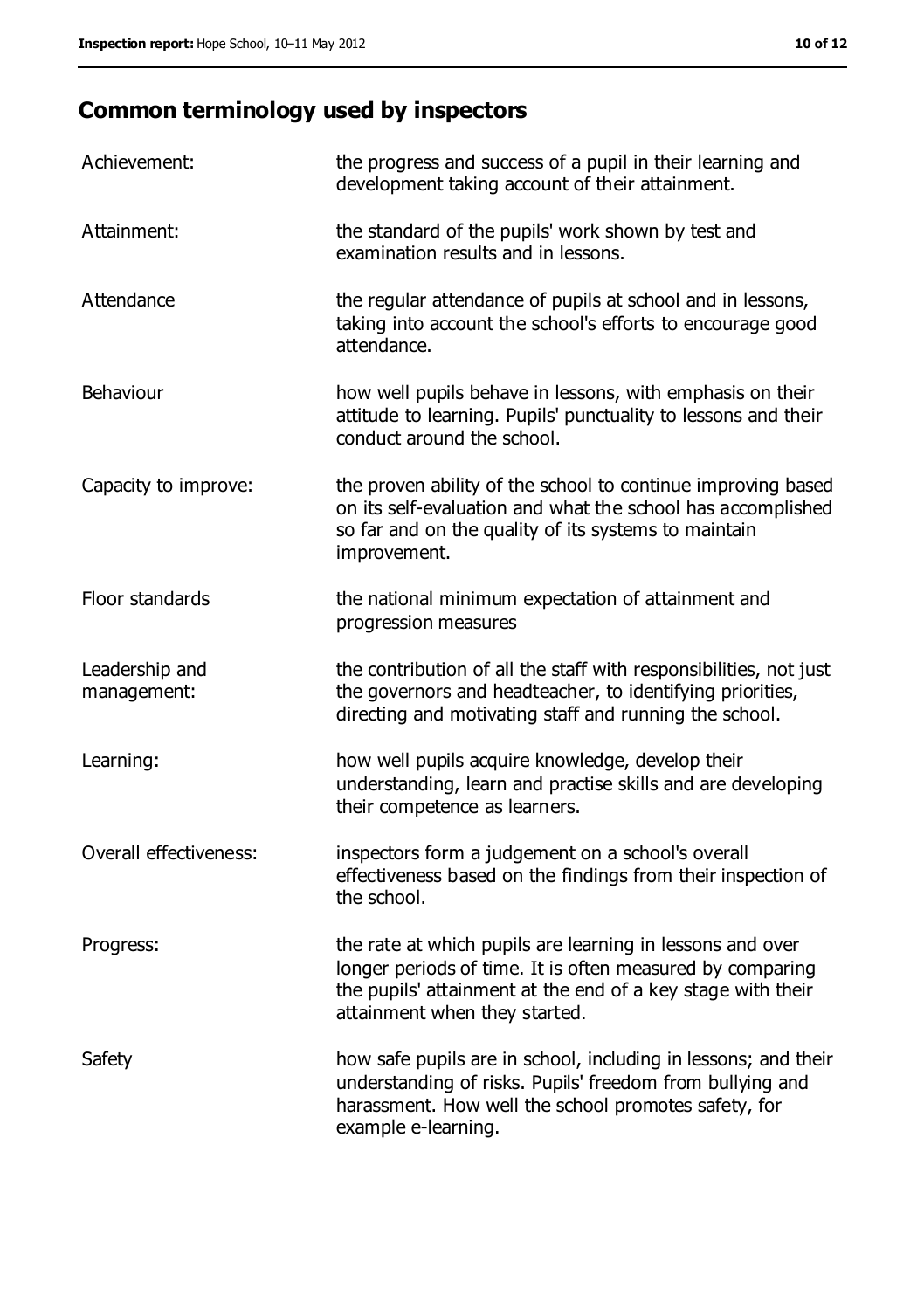## Common terminology used by inspectors

| | |
|---|---|
| Achievement: | the progress and success of a pupil in their learning and development taking account of their attainment. |
| Attainment: | the standard of the pupils' work shown by test and examination results and in lessons. |
| Attendance | the regular attendance of pupils at school and in lessons, taking into account the school's efforts to encourage good attendance. |
| Behaviour | how well pupils behave in lessons, with emphasis on their attitude to learning. Pupils' punctuality to lessons and their conduct around the school. |
| Capacity to improve: | the proven ability of the school to continue improving based on its self-evaluation and what the school has accomplished so far and on the quality of its systems to maintain improvement. |
| Floor standards | the national minimum expectation of attainment and progression measures |
| Leadership and management: | the contribution of all the staff with responsibilities, not just the governors and headteacher, to identifying priorities, directing and motivating staff and running the school. |
| Learning: | how well pupils acquire knowledge, develop their understanding, learn and practise skills and are developing their competence as learners. |
| Overall effectiveness: | inspectors form a judgement on a school's overall effectiveness based on the findings from their inspection of the school. |
| Progress: | the rate at which pupils are learning in lessons and over longer periods of time. It is often measured by comparing the pupils' attainment at the end of a key stage with their attainment when they started. |
| Safety | how safe pupils are in school, including in lessons; and their understanding of risks. Pupils' freedom from bullying and harassment. How well the school promotes safety, for example e-learning. |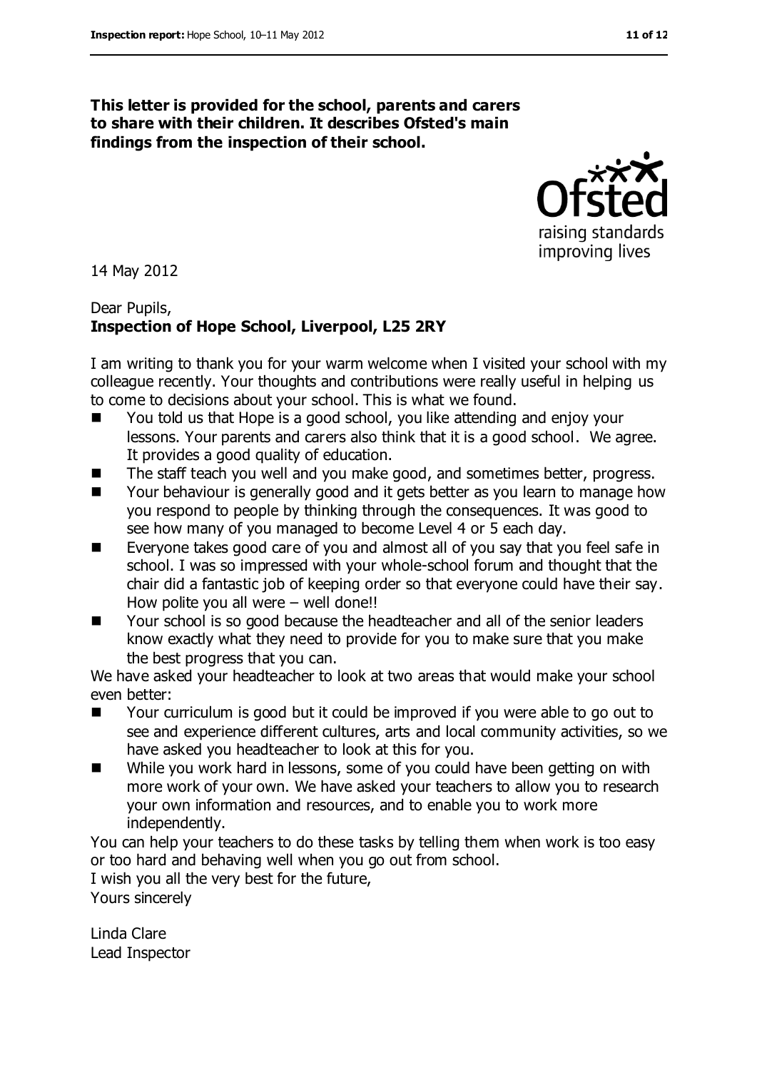**This letter is provided for the school, parents and carers to share with their children. It describes Ofsted's main findings from the inspection of their school.**

14 May 2012

Dear Pupils,

**Inspection of Hope School, Liverpool, L25 2RY**

I am writing to thank you for your warm welcome when I visited your school with my colleague recently. Your thoughts and contributions were really useful in helping us to come to decisions about your school. This is what we found.

- You told us that Hope is a good school, you like attending and enjoy your lessons. Your parents and carers also think that it is a good school. We agree. It provides a good quality of education.
- The staff teach you well and you make good, and sometimes better, progress.
- Your behaviour is generally good and it gets better as you learn to manage how you respond to people by thinking through the consequences. It was good to see how many of you managed to become Level 4 or 5 each day.
- Everyone takes good care of you and almost all of you say that you feel safe in school. I was so impressed with your whole-school forum and thought that the chair did a fantastic job of keeping order so that everyone could have their say. How polite you all were – well done!!
- Your school is so good because the headteacher and all of the senior leaders know exactly what they need to provide for you to make sure that you make the best progress that you can.

We have asked your headteacher to look at two areas that would make your school even better:

- Your curriculum is good but it could be improved if you were able to go out to see and experience different cultures, arts and local community activities, so we have asked you headteacher to look at this for you.
- While you work hard in lessons, some of you could have been getting on with more work of your own. We have asked your teachers to allow you to research your own information and resources, and to enable you to work more independently.

You can help your teachers to do these tasks by telling them when work is too easy or too hard and behaving well when you go out from school.

I wish you all the very best for the future,

Yours sincerely

Linda Clare
Lead Inspector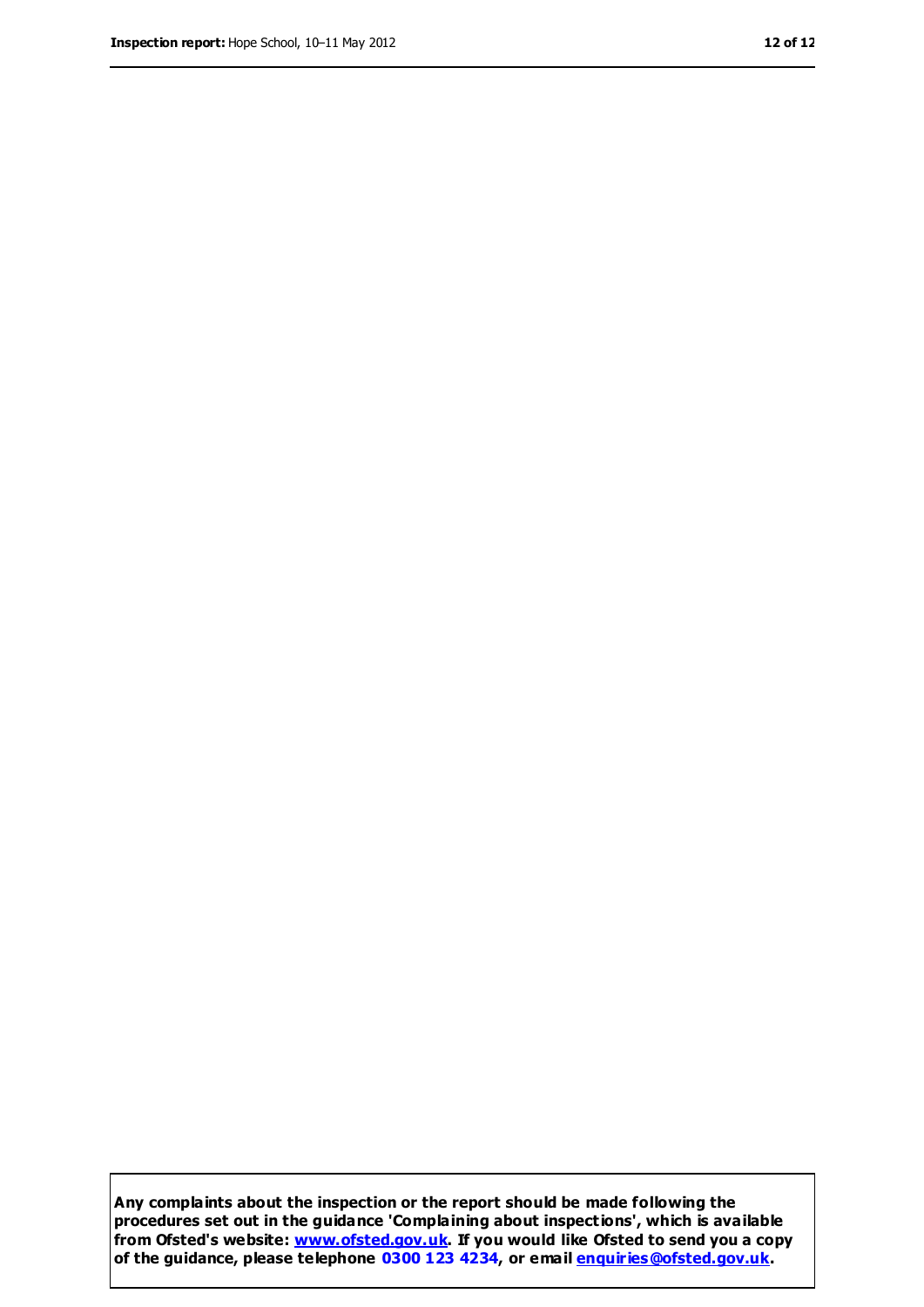**Any complaints about the inspection or the report should be made following the procedures set out in the guidance 'Complaining about inspections', which is available from Ofsted's website: [www.ofsted.gov.uk](http://www.ofsted.gov.uk). If you would like Ofsted to send you a copy of the guidance, please telephone 0300 123 4234, or email [enquiries@ofsted.gov.uk](mailto:enquiries@ofsted.gov.uk).**